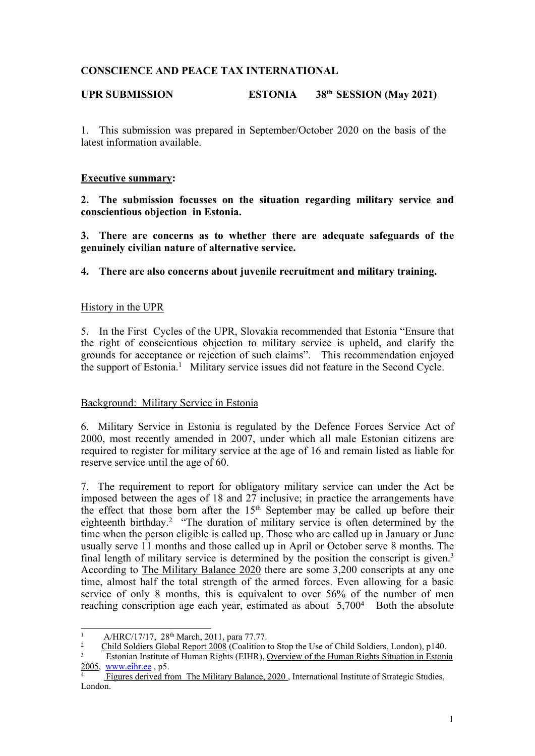**CONSCIENCE AND PEACE TAX INTERNATIONAL**

**UPR SUBMISSION ESTONIA 38th SESSION (May 2021)**

1. This submission was prepared in September/October 2020 on the basis of the latest information available.

**Executive summary:**

**2. The submission focusses on the situation regarding military service and conscientious objection in Estonia.**

**3. There are concerns as to whether there are adequate safeguards of the genuinely civilian nature of alternative service.**

**4. There are also concerns about juvenile recruitment and military training.**

History in the UPR

5. In the First Cycles of the UPR, Slovakia recommended that Estonia "Ensure that the right of conscientious objection to military service is upheld, and clarify the grounds for acceptance or rejection of such claims". This recommendation enjoyed the support of Estonia.[1] Military service issues did not feature in the Second Cycle.

Background: Military Service in Estonia

6. Military Service in Estonia is regulated by the Defence Forces Service Act of 2000, most recently amended in 2007, under which all male Estonian citizens are required to register for military service at the age of 16 and remain listed as liable for reserve service until the age of 60.

7. The requirement to report for obligatory military service can under the Act be imposed between the ages of 18 and 27 inclusive; in practice the arrangements have the effect that those born after the 15th September may be called up before their eighteenth birthday.[2] "The duration of military service is often determined by the time when the person eligible is called up. Those who are called up in January or June usually serve 11 months and those called up in April or October serve 8 months. The final length of military service is determined by the position the conscript is given.[3] According to The Military Balance 2020 there are some 3,200 conscripts at any one time, almost half the total strength of the armed forces. Even allowing for a basic service of only 8 months, this is equivalent to over 56% of the number of men reaching conscription age each year, estimated as about 5,700[4] Both the absolute

[1] A/HRC/17/17, 28th March, 2011, para 77.77.

[2] Child Soldiers Global Report 2008 (Coalition to Stop the Use of Child Soldiers, London), p140.

[3] Estonian Institute of Human Rights (EIHR), Overview of the Human Rights Situation in Estonia 2005, www.eihr.ee , p5.

[4] Figures derived from The Military Balance, 2020 , International Institute of Strategic Studies, London.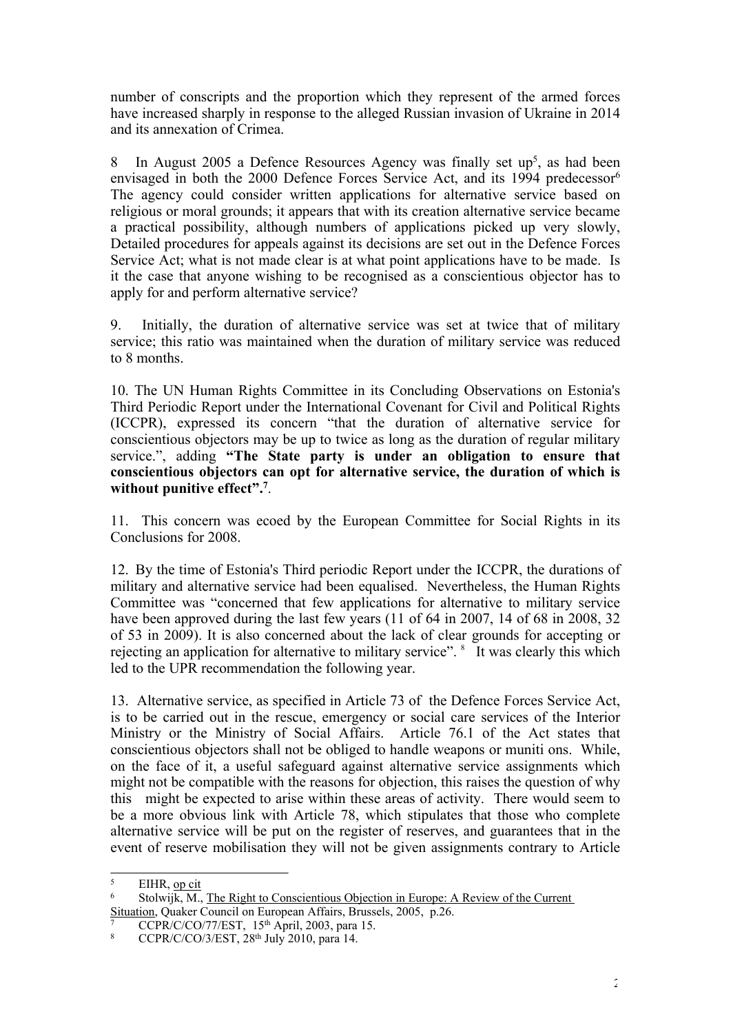number of conscripts and the proportion which they represent of the armed forces have increased sharply in response to the alleged Russian invasion of Ukraine in 2014 and its annexation of Crimea.

8 In August 2005 a Defence Resources Agency was finally set up[5], as had been envisaged in both the 2000 Defence Forces Service Act, and its 1994 predecessor[6] The agency could consider written applications for alternative service based on religious or moral grounds; it appears that with its creation alternative service became a practical possibility, although numbers of applications picked up very slowly, Detailed procedures for appeals against its decisions are set out in the Defence Forces Service Act; what is not made clear is at what point applications have to be made. Is it the case that anyone wishing to be recognised as a conscientious objector has to apply for and perform alternative service?

9. Initially, the duration of alternative service was set at twice that of military service; this ratio was maintained when the duration of military service was reduced to 8 months.

10. The UN Human Rights Committee in its Concluding Observations on Estonia's Third Periodic Report under the International Covenant for Civil and Political Rights (ICCPR), expressed its concern "that the duration of alternative service for conscientious objectors may be up to twice as long as the duration of regular military service.", adding **"The State party is under an obligation to ensure that conscientious objectors can opt for alternative service, the duration of which is without punitive effect".[7]**.

11. This concern was ecoed by the European Committee for Social Rights in its Conclusions for 2008.

12. By the time of Estonia's Third periodic Report under the ICCPR, the durations of military and alternative service had been equalised. Nevertheless, the Human Rights Committee was "concerned that few applications for alternative to military service have been approved during the last few years (11 of 64 in 2007, 14 of 68 in 2008, 32 of 53 in 2009). It is also concerned about the lack of clear grounds for accepting or rejecting an application for alternative to military service". [8] It was clearly this which led to the UPR recommendation the following year.

13. Alternative service, as specified in Article 73 of the Defence Forces Service Act, is to be carried out in the rescue, emergency or social care services of the Interior Ministry or the Ministry of Social Affairs. Article 76.1 of the Act states that conscientious objectors shall not be obliged to handle weapons or muniti ons. While, on the face of it, a useful safeguard against alternative service assignments which might not be compatible with the reasons for objection, this raises the question of why this might be expected to arise within these areas of activity. There would seem to be a more obvious link with Article 78, which stipulates that those who complete alternative service will be put on the register of reserves, and guarantees that in the event of reserve mobilisation they will not be given assignments contrary to Article

---

[5] EIHR, op cit

[6] Stolwijk, M., The Right to Conscientious Objection in Europe: A Review of the Current Situation, Quaker Council on European Affairs, Brussels, 2005, p.26.

[7] CCPR/C/CO/77/EST, 15th April, 2003, para 15.

[8] CCPR/C/CO/3/EST, 28th July 2010, para 14.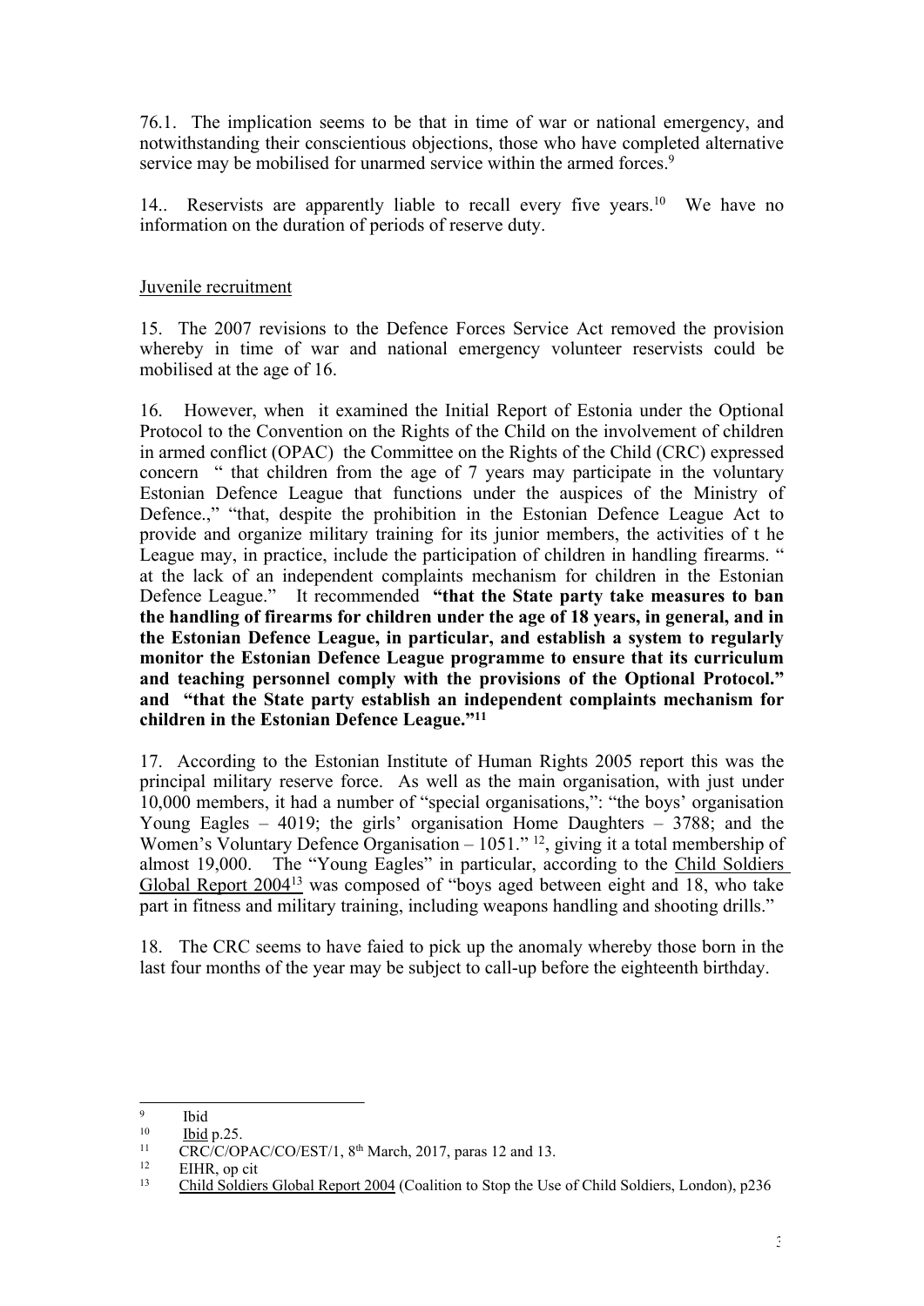76.1. The implication seems to be that in time of war or national emergency, and notwithstanding their conscientious objections, those who have completed alternative service may be mobilised for unarmed service within the armed forces.[9]

14.. Reservists are apparently liable to recall every five years.[10] We have no information on the duration of periods of reserve duty.

Juvenile recruitment

15. The 2007 revisions to the Defence Forces Service Act removed the provision whereby in time of war and national emergency volunteer reservists could be mobilised at the age of 16.

16. However, when it examined the Initial Report of Estonia under the Optional Protocol to the Convention on the Rights of the Child on the involvement of children in armed conflict (OPAC) the Committee on the Rights of the Child (CRC) expressed concern " that children from the age of 7 years may participate in the voluntary Estonian Defence League that functions under the auspices of the Ministry of Defence.," "that, despite the prohibition in the Estonian Defence League Act to provide and organize military training for its junior members, the activities of t he League may, in practice, include the participation of children in handling firearms. " at the lack of an independent complaints mechanism for children in the Estonian Defence League." It recommended **"that the State party take measures to ban the handling of firearms for children under the age of 18 years, in general, and in the Estonian Defence League, in particular, and establish a system to regularly monitor the Estonian Defence League programme to ensure that its curriculum and teaching personnel comply with the provisions of the Optional Protocol." and "that the State party establish an independent complaints mechanism for children in the Estonian Defence League."[11]**

17. According to the Estonian Institute of Human Rights 2005 report this was the principal military reserve force. As well as the main organisation, with just under 10,000 members, it had a number of "special organisations,": "the boys' organisation Young Eagles – 4019; the girls' organisation Home Daughters – 3788; and the Women's Voluntary Defence Organisation – 1051." [12], giving it a total membership of almost 19,000. The "Young Eagles" in particular, according to the Child Soldiers Global Report 2004[13] was composed of "boys aged between eight and 18, who take part in fitness and military training, including weapons handling and shooting drills."

18. The CRC seems to have faied to pick up the anomaly whereby those born in the last four months of the year may be subject to call-up before the eighteenth birthday.

---

[9] Ibid

[10] Ibid p.25.

[11] CRC/C/OPAC/CO/EST/1, 8th March, 2017, paras 12 and 13.

[12] EIHR, op cit

[13] Child Soldiers Global Report 2004 (Coalition to Stop the Use of Child Soldiers, London), p236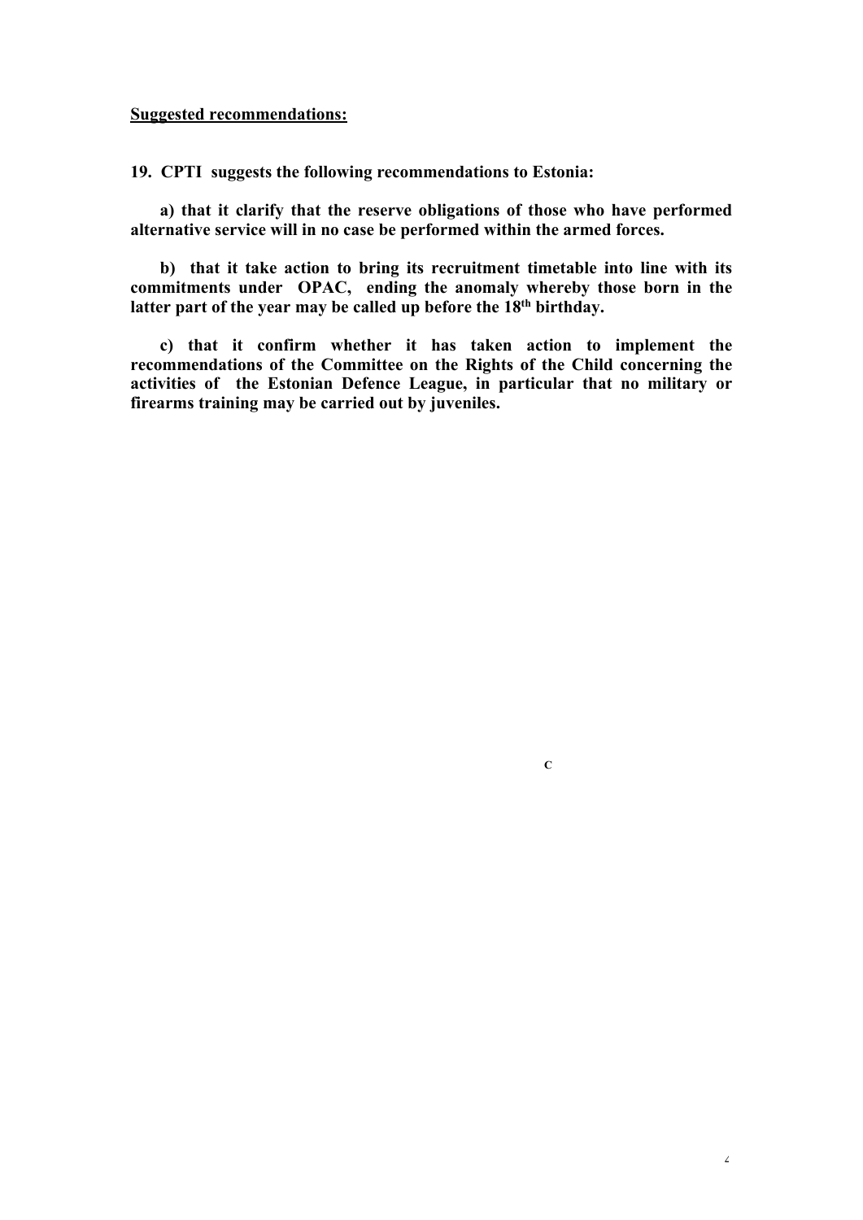**<u>Suggested recommendations:</u>**

**19. CPTI suggests the following recommendations to Estonia:**

**a) that it clarify that the reserve obligations of those who have performed alternative service will in no case be performed within the armed forces.**

**b) that it take action to bring its recruitment timetable into line with its commitments under OPAC, ending the anomaly whereby those born in the latter part of the year may be called up before the 18th birthday.**

**c) that it confirm whether it has taken action to implement the recommendations of the Committee on the Rights of the Child concerning the activities of the Estonian Defence League, in particular that no military or firearms training may be carried out by juveniles.**

C